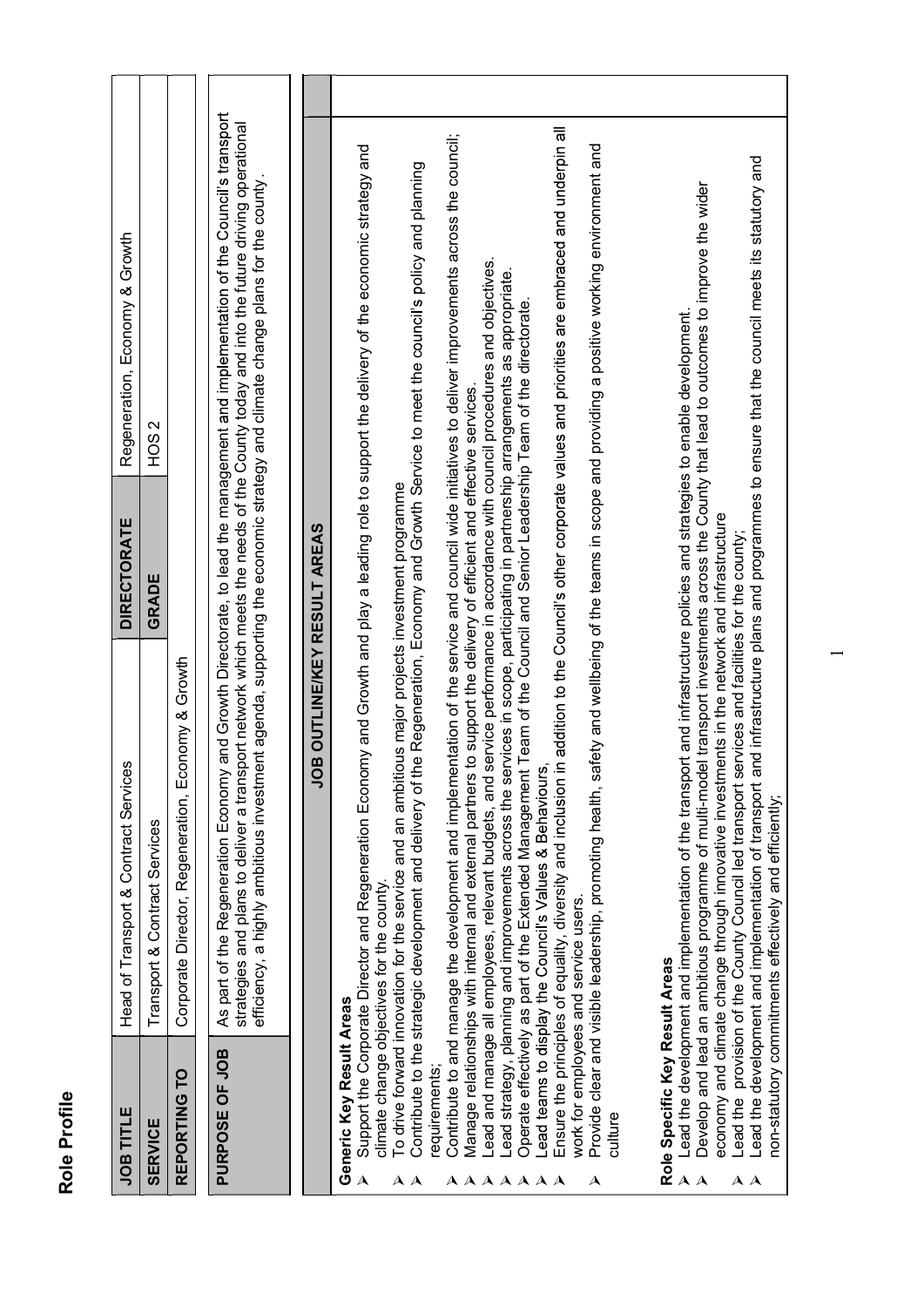# Role Profile

| JOB TITLE | Head of Transport & Contract Services | DIRECTORATE | Regeneration, Economy & Growth |
|---|---|---|---|
| SERVICE | Transport & Contract Services | GRADE | HOS 2 |
| REPORTING TO | Corporate Director, Regeneration, Economy & Growth | | |

| PURPOSE OF JOB | As part of the Regeneration Economy and Growth Directorate, to lead the management and implementation of the Council's transport strategies and plans to deliver a transport network which meets the needs of the County today and into the future driving operational efficiency, a highly ambitious investment agenda, supporting the economic strategy and climate change plans for the county. |
|---|---|

## JOB OUTLINE/KEY RESULT AREAS

**Generic Key Result Areas**

- Support the Corporate Director and Regeneration Economy and Growth and play a leading role to support the delivery of the economic strategy and climate change objectives for the county.
- To drive forward innovation for the service and an ambitious major projects investment programme
- Contribute to the strategic development and delivery of the Regeneration, Economy and Growth Service to meet the council's policy and planning requirements;
- Contribute to and manage the development and implementation of the service and council wide initiatives to deliver improvements across the council;
- Manage relationships with internal and external partners to support the delivery of efficient and effective services.
- Lead and manage all employees, relevant budgets, and service performance in accordance with council procedures and objectives.
- Lead strategy, planning and improvements across the services in scope, participating in partnership arrangements as appropriate.
- Operate effectively as part of the Extended Management Team of the Council and Senior Leadership Team of the directorate.
- Lead teams to display the Council's Values & Behaviours,
- Ensure the principles of equality, diversity and inclusion in addition to the Council's other corporate values and priorities are embraced and underpin all work for employees and service users.
- Provide clear and visible leadership, promoting health, safety and wellbeing of the teams in scope and providing a positive working environment and culture

**Role Specific Key Result Areas**

- Lead the development and implementation of the transport and infrastructure policies and strategies to enable development.
- Develop and lead an ambitious programme of multi-model transport investments across the County that lead to outcomes to improve the wider economy and climate change through innovative investments in the network and infrastructure
- Lead the provision of the County Council led transport services and facilities for the county;
- Lead the development and implementation of transport and infrastructure plans and programmes to ensure that the council meets its statutory and non-statutory commitments effectively and efficiently;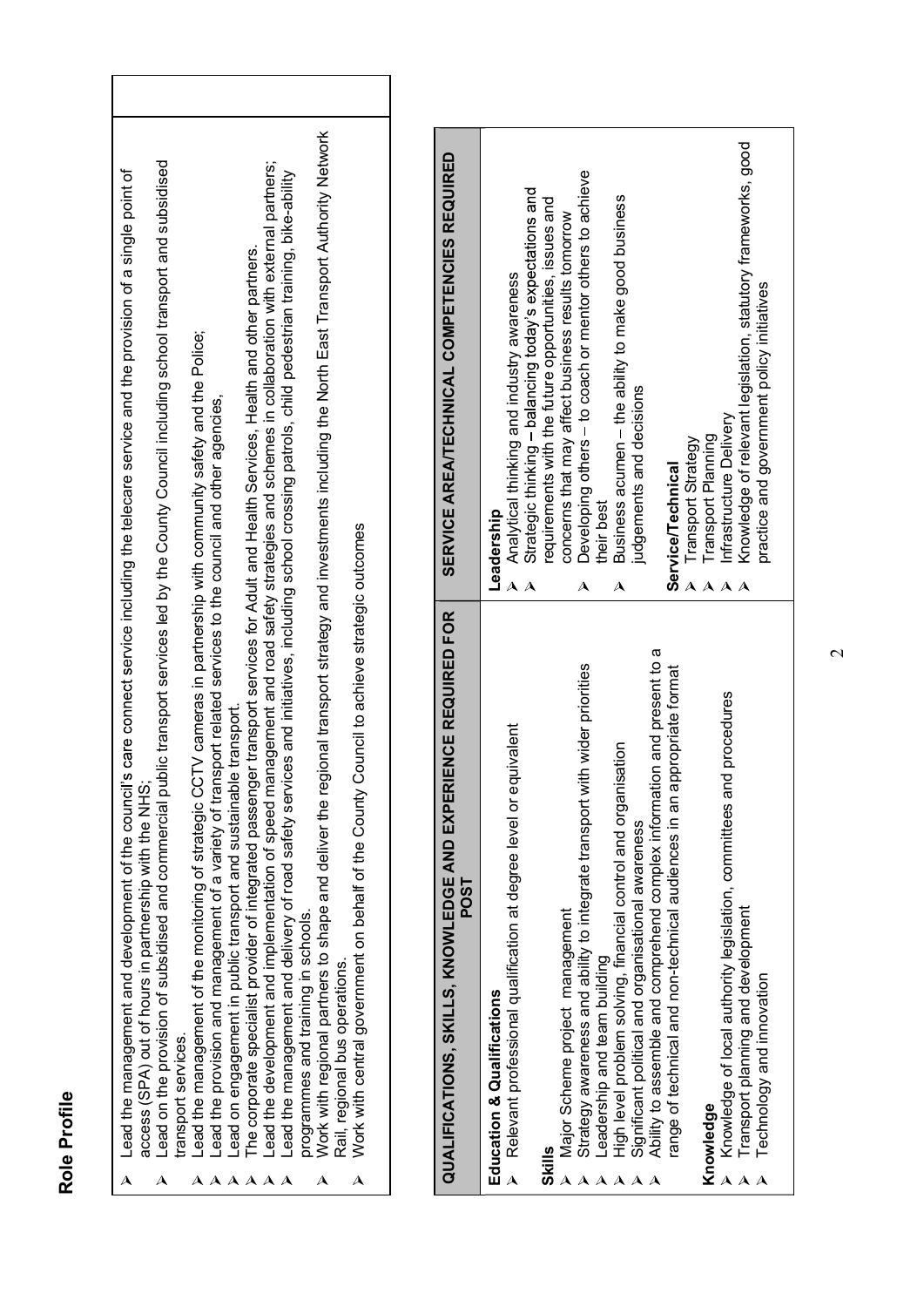## Role Profile

- Lead the management and development of the council's care connect service including the telecare service and the provision of a single point of access (SPA) out of hours in partnership with the NHS;
- Lead on the provision of subsidised and commercial public transport services led by the County Council including school transport and subsidised transport services.
- Lead the management of the monitoring of strategic CCTV cameras in partnership with community safety and the Police;
- Lead the provision and management of a variety of transport related services to the council and other agencies,
- Lead on engagement in public transport and sustainable transport.
- The corporate specialist provider of integrated passenger transport services for Adult and Health Services, Health and other partners.
- Lead the development and implementation of speed management and road safety strategies and schemes in collaboration with external partners;
- Lead the management and delivery of road safety services and initiatives, including school crossing patrols, child pedestrian training, bike-ability programmes and training in schools.
- Work with regional partners to shape and deliver the regional transport strategy and investments including the North East Transport Authority Network Rail, regional bus operations.
- Work with central government on behalf of the County Council to achieve strategic outcomes

| QUALIFICATIONS, SKILLS, KNOWLEDGE AND EXPERIENCE REQUIRED FOR POST | SERVICE AREA/TECHNICAL COMPETENCIES REQUIRED |
|---|---|
| **Education & Qualifications**<br>- Relevant professional qualification at degree level or equivalent<br><br>**Skills**<br>- Major Scheme project management<br>- Strategy awareness and ability to integrate transport with wider priorities<br>- Leadership and team building<br>- High level problem solving, financial control and organisation<br>- Significant political and organisational awareness<br>- Ability to assemble and comprehend complex information and present to a range of technical and non-technical audiences in an appropriate format<br><br>**Knowledge**<br>- Knowledge of local authority legislation, committees and procedures<br>- Transport planning and development<br>- Technology and innovation | **Leadership**<br>- Analytical thinking and industry awareness<br>- Strategic thinking – balancing today's expectations and requirements with the future opportunities, issues and concerns that may affect business results tomorrow<br>- Developing others – to coach or mentor others to achieve their best<br>- Business acumen – the ability to make good business judgements and decisions<br><br>**Service/Technical**<br>- Transport Strategy<br>- Transport Planning<br>- Infrastructure Delivery<br>- Knowledge of relevant legislation, statutory frameworks, good practice and government policy initiatives |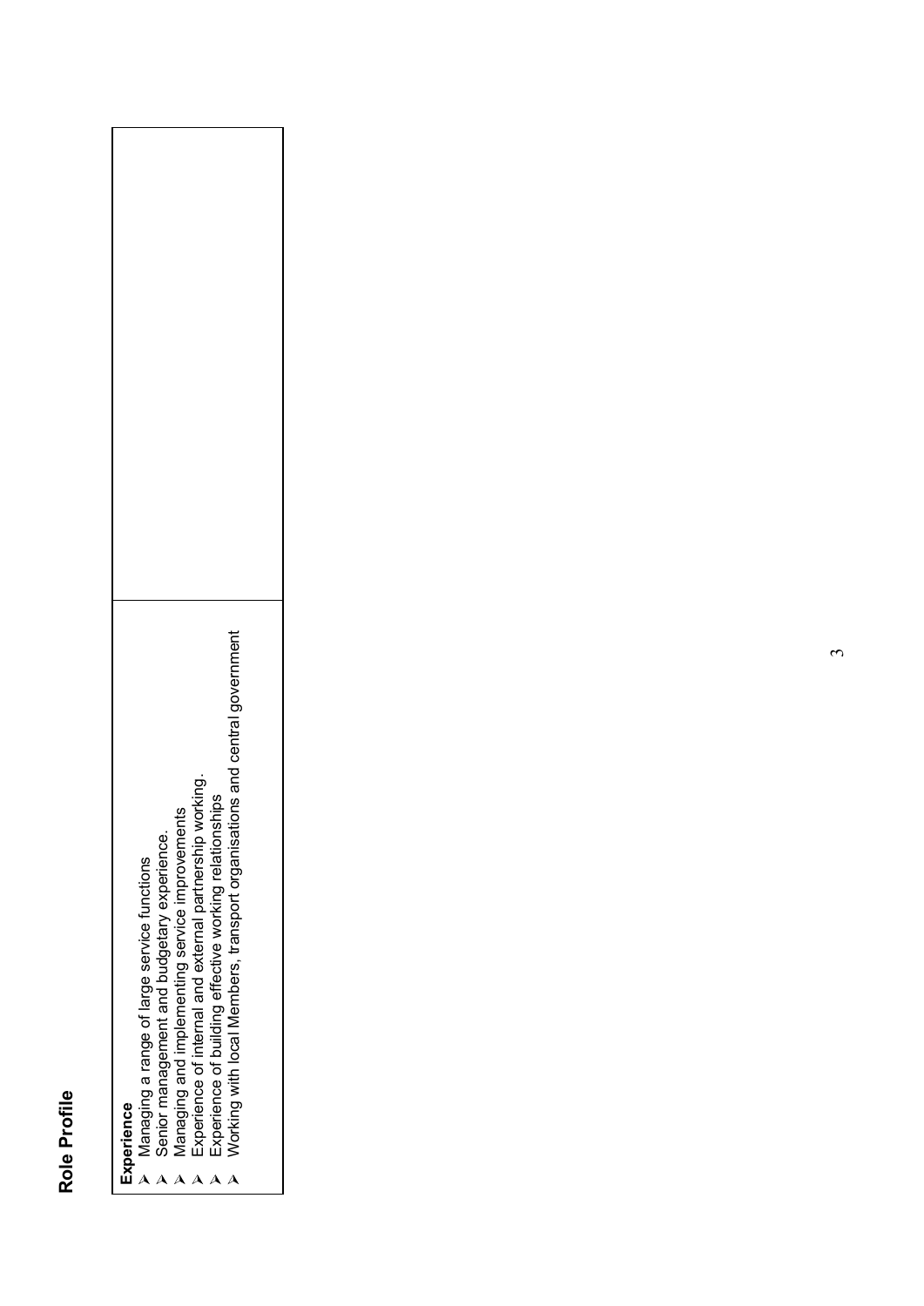## Role Profile

| | |
|---|---|
| **Experience**<br>➢ Managing a range of large service functions<br>➢ Senior management and budgetary experience.<br>➢ Managing and implementing service improvements<br>➢ Experience of internal and external partnership working.<br>➢ Experience of building effective working relationships<br>➢ Working with local Members, transport organisations and central government | |